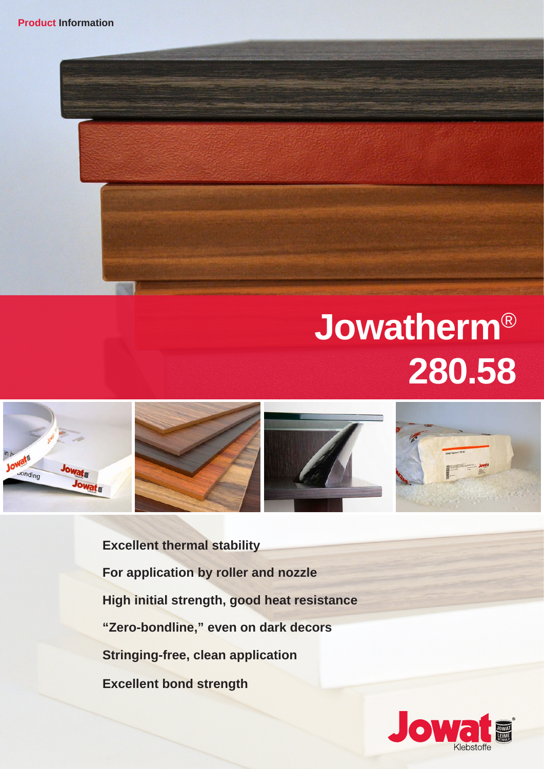Product Information

# Jowatherm® 280.58

**Excellent thermal stability**

**For application by roller and nozzle**

**High initial strength, good heat resistance**

**“Zero-bondline,” even on dark decors**

**Stringing-free, clean application**

**Excellent bond strength**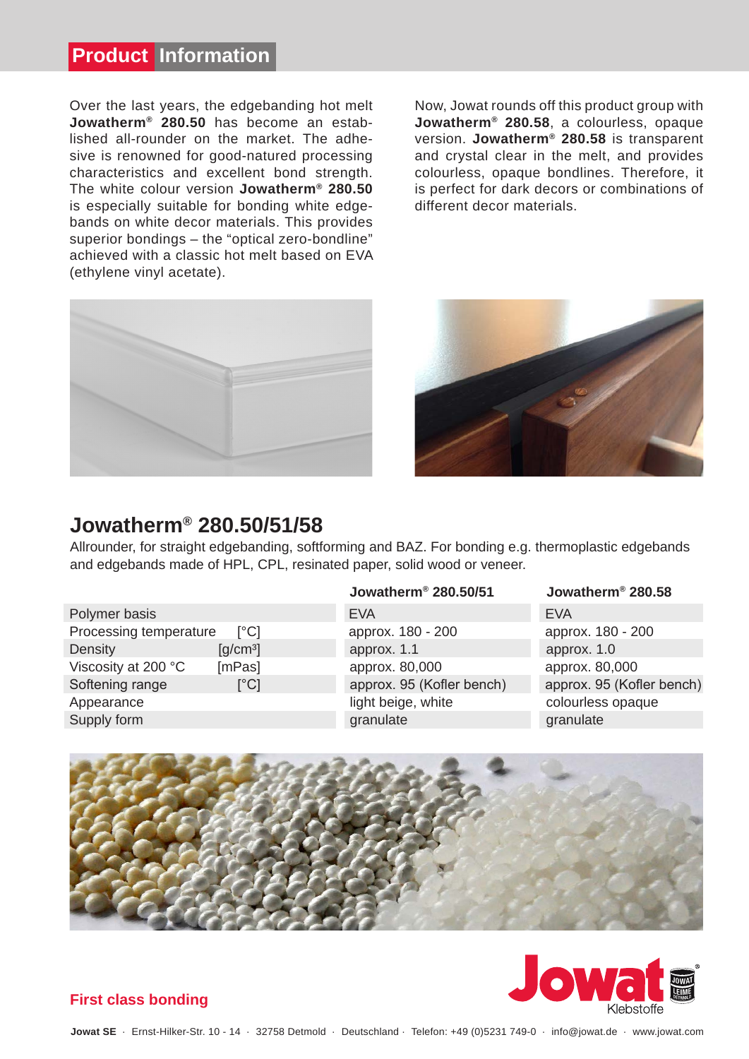## Product Information

Over the last years, the edgebanding hot melt **Jowatherm® 280.50** has become an established all-rounder on the market. The adhesive is renowned for good-natured processing characteristics and excellent bond strength. The white colour version **Jowatherm® 280.50** is especially suitable for bonding white edgebands on white decor materials. This provides superior bondings – the “optical zero-bondline” achieved with a classic hot melt based on EVA (ethylene vinyl acetate).

Now, Jowat rounds off this product group with **Jowatherm® 280.58**, a colourless, opaque version. **Jowatherm® 280.58** is transparent and crystal clear in the melt, and provides colourless, opaque bondlines. Therefore, it is perfect for dark decors or combinations of different decor materials.

# Jowatherm® 280.50/51/58

Allrounder, for straight edgebanding, softforming and BAZ. For bonding e.g. thermoplastic edgebands and edgebands made of HPL, CPL, resinated paper, solid wood or veneer.

| | | Jowatherm® 280.50/51 | Jowatherm® 280.58 |
|---|---|---|---|
| Polymer basis | | EVA | EVA |
| Processing temperature | [°C] | approx. 180 - 200 | approx. 180 - 200 |
| Density | [g/cm³] | approx. 1.1 | approx. 1.0 |
| Viscosity at 200 °C | [mPas] | approx. 80,000 | approx. 80,000 |
| Softening range | [°C] | approx. 95 (Kofler bench) | approx. 95 (Kofler bench) |
| Appearance | | light beige, white | colourless opaque |
| Supply form | | granulate | granulate |

**First class bonding**

Jowat Klebstoffe

**Jowat SE** · Ernst-Hilker-Str. 10 - 14 · 32758 Detmold · Deutschland · Telefon: +49 (0)5231 749-0 · info@jowat.de · www.jowat.com